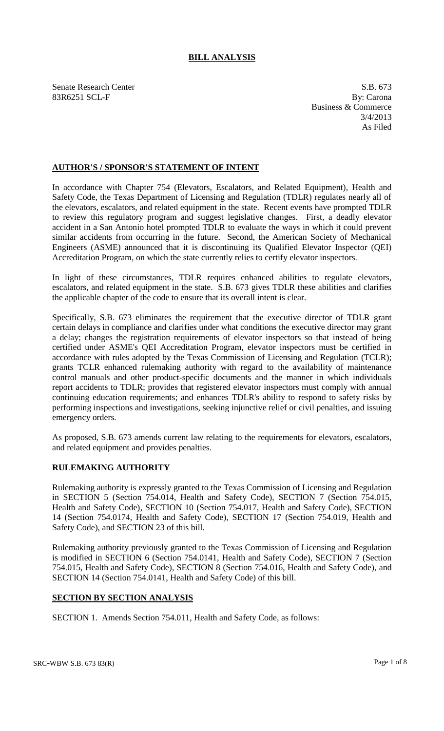# BILL ANALYSIS

Senate Research Center
83R6251 SCL-F

S.B. 673
By: Carona
Business & Commerce
3/4/2013
As Filed

## AUTHOR'S / SPONSOR'S STATEMENT OF INTENT

In accordance with Chapter 754 (Elevators, Escalators, and Related Equipment), Health and Safety Code, the Texas Department of Licensing and Regulation (TDLR) regulates nearly all of the elevators, escalators, and related equipment in the state. Recent events have prompted TDLR to review this regulatory program and suggest legislative changes. First, a deadly elevator accident in a San Antonio hotel prompted TDLR to evaluate the ways in which it could prevent similar accidents from occurring in the future. Second, the American Society of Mechanical Engineers (ASME) announced that it is discontinuing its Qualified Elevator Inspector (QEI) Accreditation Program, on which the state currently relies to certify elevator inspectors.

In light of these circumstances, TDLR requires enhanced abilities to regulate elevators, escalators, and related equipment in the state. S.B. 673 gives TDLR these abilities and clarifies the applicable chapter of the code to ensure that its overall intent is clear.

Specifically, S.B. 673 eliminates the requirement that the executive director of TDLR grant certain delays in compliance and clarifies under what conditions the executive director may grant a delay; changes the registration requirements of elevator inspectors so that instead of being certified under ASME's QEI Accreditation Program, elevator inspectors must be certified in accordance with rules adopted by the Texas Commission of Licensing and Regulation (TCLR); grants TCLR enhanced rulemaking authority with regard to the availability of maintenance control manuals and other product-specific documents and the manner in which individuals report accidents to TDLR; provides that registered elevator inspectors must comply with annual continuing education requirements; and enhances TDLR's ability to respond to safety risks by performing inspections and investigations, seeking injunctive relief or civil penalties, and issuing emergency orders.

As proposed, S.B. 673 amends current law relating to the requirements for elevators, escalators, and related equipment and provides penalties.

## RULEMAKING AUTHORITY

Rulemaking authority is expressly granted to the Texas Commission of Licensing and Regulation in SECTION 5 (Section 754.014, Health and Safety Code), SECTION 7 (Section 754.015, Health and Safety Code), SECTION 10 (Section 754.017, Health and Safety Code), SECTION 14 (Section 754.0174, Health and Safety Code), SECTION 17 (Section 754.019, Health and Safety Code), and SECTION 23 of this bill.

Rulemaking authority previously granted to the Texas Commission of Licensing and Regulation is modified in SECTION 6 (Section 754.0141, Health and Safety Code), SECTION 7 (Section 754.015, Health and Safety Code), SECTION 8 (Section 754.016, Health and Safety Code), and SECTION 14 (Section 754.0141, Health and Safety Code) of this bill.

## SECTION BY SECTION ANALYSIS

SECTION 1. Amends Section 754.011, Health and Safety Code, as follows: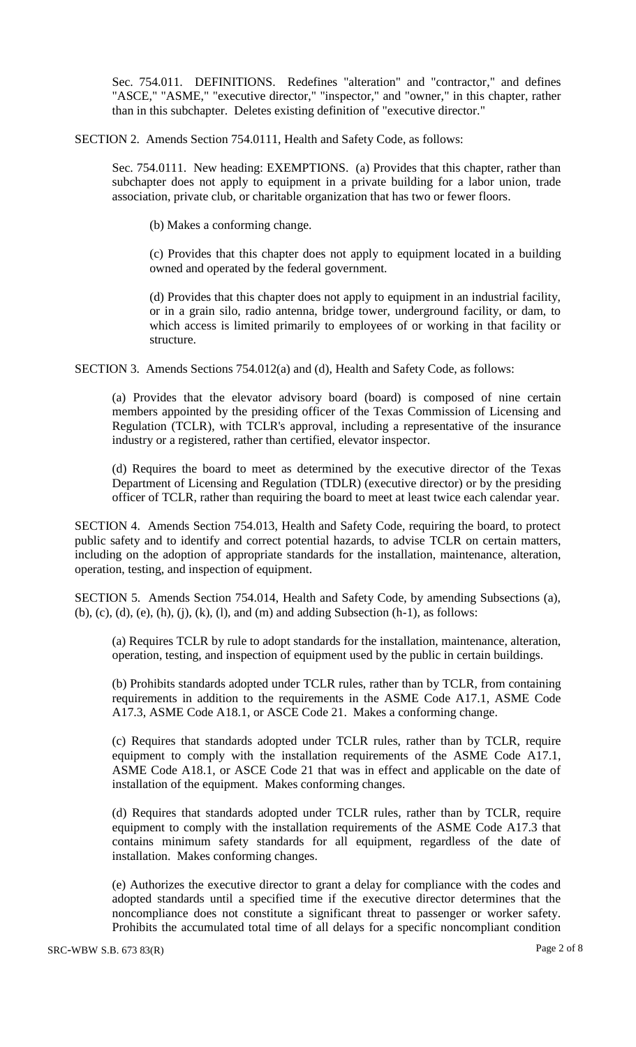Sec. 754.011. DEFINITIONS. Redefines "alteration" and "contractor," and defines "ASCE," "ASME," "executive director," "inspector," and "owner," in this chapter, rather than in this subchapter. Deletes existing definition of "executive director."

SECTION 2. Amends Section 754.0111, Health and Safety Code, as follows:

Sec. 754.0111. New heading: EXEMPTIONS. (a) Provides that this chapter, rather than subchapter does not apply to equipment in a private building for a labor union, trade association, private club, or charitable organization that has two or fewer floors.

(b) Makes a conforming change.

(c) Provides that this chapter does not apply to equipment located in a building owned and operated by the federal government.

(d) Provides that this chapter does not apply to equipment in an industrial facility, or in a grain silo, radio antenna, bridge tower, underground facility, or dam, to which access is limited primarily to employees of or working in that facility or structure.

SECTION 3. Amends Sections 754.012(a) and (d), Health and Safety Code, as follows:

(a) Provides that the elevator advisory board (board) is composed of nine certain members appointed by the presiding officer of the Texas Commission of Licensing and Regulation (TCLR), with TCLR's approval, including a representative of the insurance industry or a registered, rather than certified, elevator inspector.

(d) Requires the board to meet as determined by the executive director of the Texas Department of Licensing and Regulation (TDLR) (executive director) or by the presiding officer of TCLR, rather than requiring the board to meet at least twice each calendar year.

SECTION 4. Amends Section 754.013, Health and Safety Code, requiring the board, to protect public safety and to identify and correct potential hazards, to advise TCLR on certain matters, including on the adoption of appropriate standards for the installation, maintenance, alteration, operation, testing, and inspection of equipment.

SECTION 5. Amends Section 754.014, Health and Safety Code, by amending Subsections (a), (b), (c), (d), (e), (h), (j), (k), (l), and (m) and adding Subsection (h-1), as follows:

(a) Requires TCLR by rule to adopt standards for the installation, maintenance, alteration, operation, testing, and inspection of equipment used by the public in certain buildings.

(b) Prohibits standards adopted under TCLR rules, rather than by TCLR, from containing requirements in addition to the requirements in the ASME Code A17.1, ASME Code A17.3, ASME Code A18.1, or ASCE Code 21. Makes a conforming change.

(c) Requires that standards adopted under TCLR rules, rather than by TCLR, require equipment to comply with the installation requirements of the ASME Code A17.1, ASME Code A18.1, or ASCE Code 21 that was in effect and applicable on the date of installation of the equipment. Makes conforming changes.

(d) Requires that standards adopted under TCLR rules, rather than by TCLR, require equipment to comply with the installation requirements of the ASME Code A17.3 that contains minimum safety standards for all equipment, regardless of the date of installation. Makes conforming changes.

(e) Authorizes the executive director to grant a delay for compliance with the codes and adopted standards until a specified time if the executive director determines that the noncompliance does not constitute a significant threat to passenger or worker safety. Prohibits the accumulated total time of all delays for a specific noncompliant condition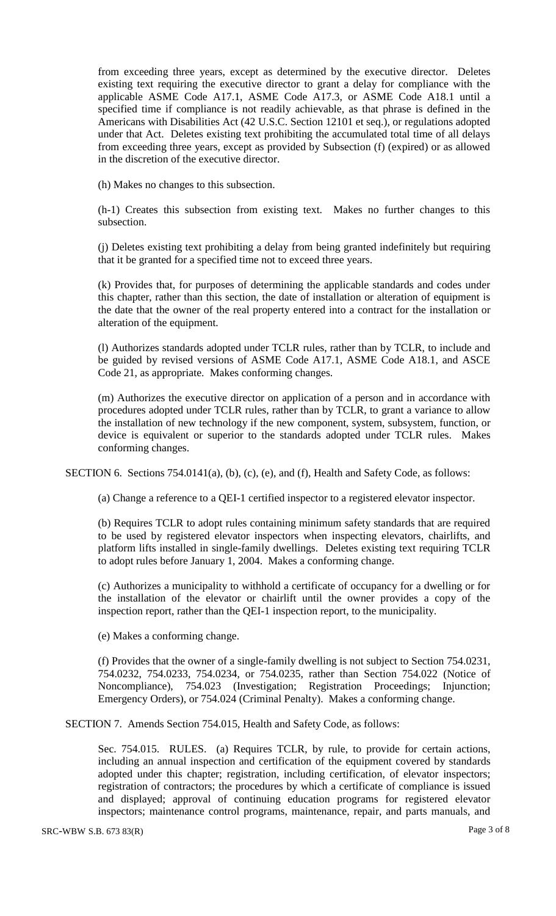from exceeding three years, except as determined by the executive director. Deletes existing text requiring the executive director to grant a delay for compliance with the applicable ASME Code A17.1, ASME Code A17.3, or ASME Code A18.1 until a specified time if compliance is not readily achievable, as that phrase is defined in the Americans with Disabilities Act (42 U.S.C. Section 12101 et seq.), or regulations adopted under that Act. Deletes existing text prohibiting the accumulated total time of all delays from exceeding three years, except as provided by Subsection (f) (expired) or as allowed in the discretion of the executive director.

(h) Makes no changes to this subsection.

(h-1) Creates this subsection from existing text. Makes no further changes to this subsection.

(j) Deletes existing text prohibiting a delay from being granted indefinitely but requiring that it be granted for a specified time not to exceed three years.

(k) Provides that, for purposes of determining the applicable standards and codes under this chapter, rather than this section, the date of installation or alteration of equipment is the date that the owner of the real property entered into a contract for the installation or alteration of the equipment.

(l) Authorizes standards adopted under TCLR rules, rather than by TCLR, to include and be guided by revised versions of ASME Code A17.1, ASME Code A18.1, and ASCE Code 21, as appropriate. Makes conforming changes.

(m) Authorizes the executive director on application of a person and in accordance with procedures adopted under TCLR rules, rather than by TCLR, to grant a variance to allow the installation of new technology if the new component, system, subsystem, function, or device is equivalent or superior to the standards adopted under TCLR rules. Makes conforming changes.

SECTION 6. Sections 754.0141(a), (b), (c), (e), and (f), Health and Safety Code, as follows:

(a) Change a reference to a QEI-1 certified inspector to a registered elevator inspector.

(b) Requires TCLR to adopt rules containing minimum safety standards that are required to be used by registered elevator inspectors when inspecting elevators, chairlifts, and platform lifts installed in single-family dwellings. Deletes existing text requiring TCLR to adopt rules before January 1, 2004. Makes a conforming change.

(c) Authorizes a municipality to withhold a certificate of occupancy for a dwelling or for the installation of the elevator or chairlift until the owner provides a copy of the inspection report, rather than the QEI-1 inspection report, to the municipality.

(e) Makes a conforming change.

(f) Provides that the owner of a single-family dwelling is not subject to Section 754.0231, 754.0232, 754.0233, 754.0234, or 754.0235, rather than Section 754.022 (Notice of Noncompliance), 754.023 (Investigation; Registration Proceedings; Injunction; Emergency Orders), or 754.024 (Criminal Penalty). Makes a conforming change.

SECTION 7. Amends Section 754.015, Health and Safety Code, as follows:

Sec. 754.015. RULES. (a) Requires TCLR, by rule, to provide for certain actions, including an annual inspection and certification of the equipment covered by standards adopted under this chapter; registration, including certification, of elevator inspectors; registration of contractors; the procedures by which a certificate of compliance is issued and displayed; approval of continuing education programs for registered elevator inspectors; maintenance control programs, maintenance, repair, and parts manuals, and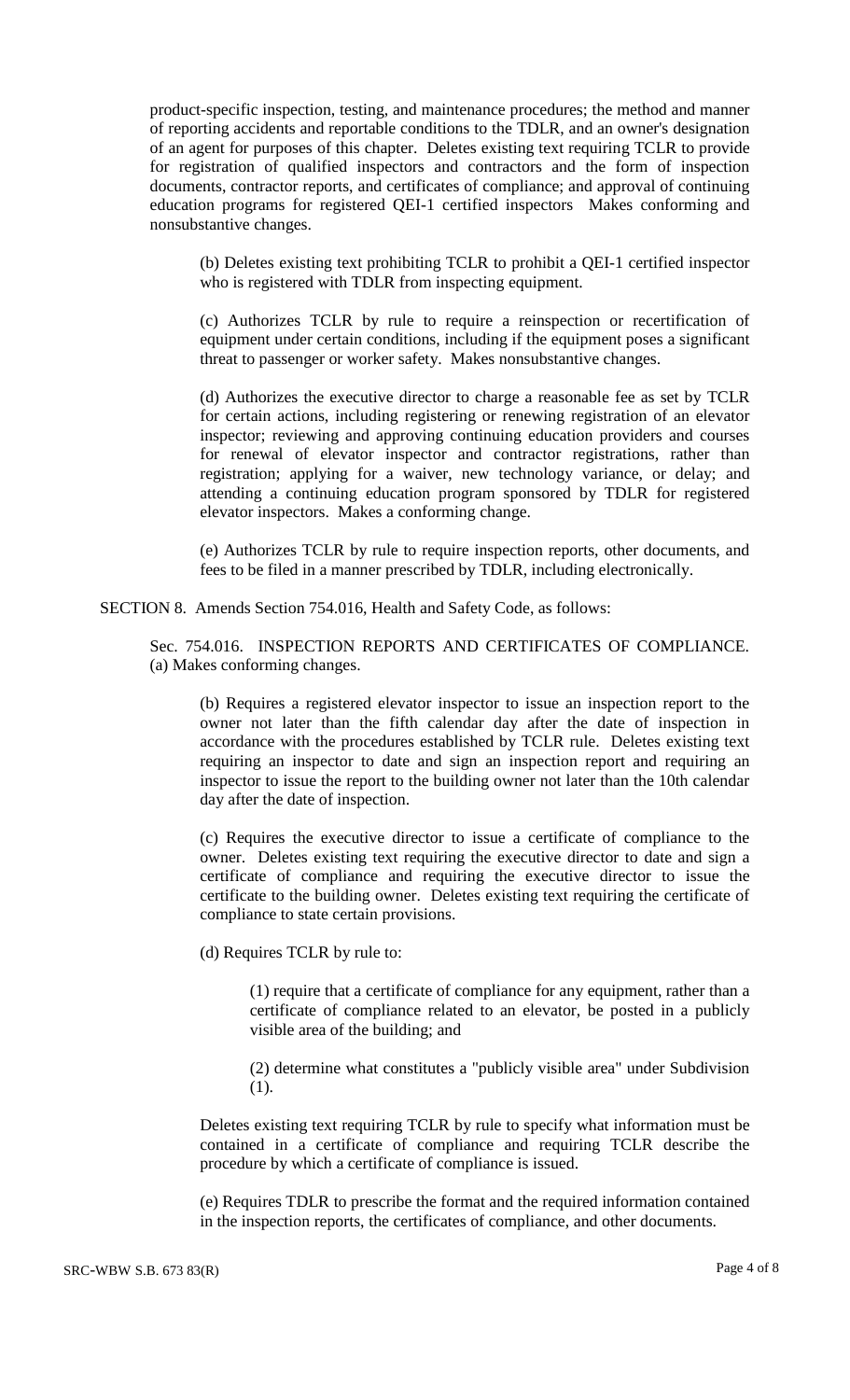product-specific inspection, testing, and maintenance procedures; the method and manner of reporting accidents and reportable conditions to the TDLR, and an owner's designation of an agent for purposes of this chapter. Deletes existing text requiring TCLR to provide for registration of qualified inspectors and contractors and the form of inspection documents, contractor reports, and certificates of compliance; and approval of continuing education programs for registered QEI-1 certified inspectors Makes conforming and nonsubstantive changes.

(b) Deletes existing text prohibiting TCLR to prohibit a QEI-1 certified inspector who is registered with TDLR from inspecting equipment.

(c) Authorizes TCLR by rule to require a reinspection or recertification of equipment under certain conditions, including if the equipment poses a significant threat to passenger or worker safety. Makes nonsubstantive changes.

(d) Authorizes the executive director to charge a reasonable fee as set by TCLR for certain actions, including registering or renewing registration of an elevator inspector; reviewing and approving continuing education providers and courses for renewal of elevator inspector and contractor registrations, rather than registration; applying for a waiver, new technology variance, or delay; and attending a continuing education program sponsored by TDLR for registered elevator inspectors. Makes a conforming change.

(e) Authorizes TCLR by rule to require inspection reports, other documents, and fees to be filed in a manner prescribed by TDLR, including electronically.

SECTION 8. Amends Section 754.016, Health and Safety Code, as follows:

Sec. 754.016. INSPECTION REPORTS AND CERTIFICATES OF COMPLIANCE. (a) Makes conforming changes.

(b) Requires a registered elevator inspector to issue an inspection report to the owner not later than the fifth calendar day after the date of inspection in accordance with the procedures established by TCLR rule. Deletes existing text requiring an inspector to date and sign an inspection report and requiring an inspector to issue the report to the building owner not later than the 10th calendar day after the date of inspection.

(c) Requires the executive director to issue a certificate of compliance to the owner. Deletes existing text requiring the executive director to date and sign a certificate of compliance and requiring the executive director to issue the certificate to the building owner. Deletes existing text requiring the certificate of compliance to state certain provisions.

(d) Requires TCLR by rule to:

(1) require that a certificate of compliance for any equipment, rather than a certificate of compliance related to an elevator, be posted in a publicly visible area of the building; and

(2) determine what constitutes a "publicly visible area" under Subdivision (1).

Deletes existing text requiring TCLR by rule to specify what information must be contained in a certificate of compliance and requiring TCLR describe the procedure by which a certificate of compliance is issued.

(e) Requires TDLR to prescribe the format and the required information contained in the inspection reports, the certificates of compliance, and other documents.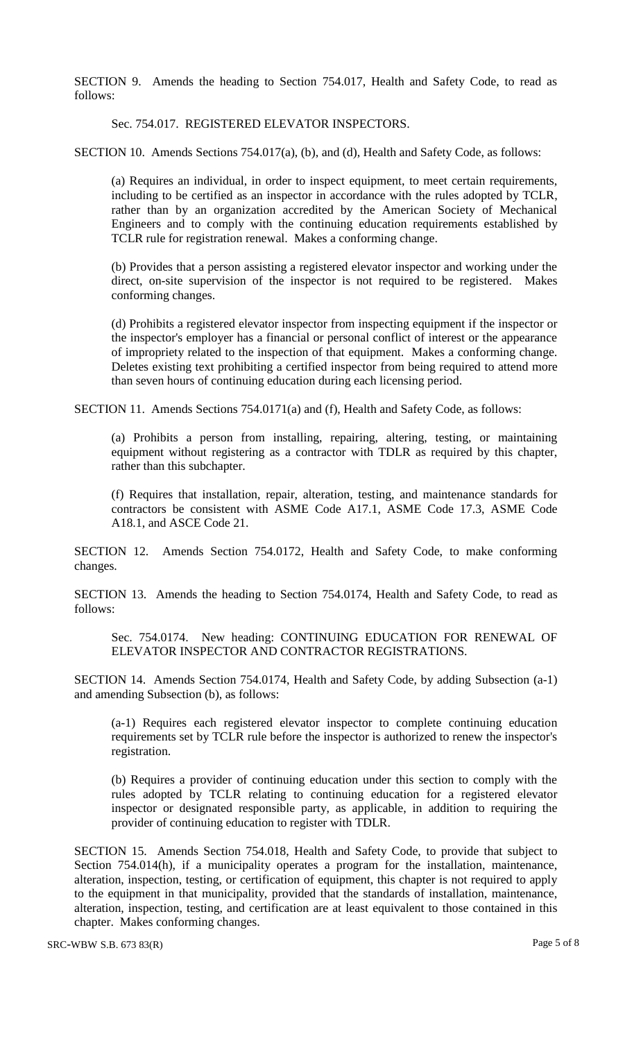SECTION 9. Amends the heading to Section 754.017, Health and Safety Code, to read as follows:

Sec. 754.017. REGISTERED ELEVATOR INSPECTORS.

SECTION 10. Amends Sections 754.017(a), (b), and (d), Health and Safety Code, as follows:

(a) Requires an individual, in order to inspect equipment, to meet certain requirements, including to be certified as an inspector in accordance with the rules adopted by TCLR, rather than by an organization accredited by the American Society of Mechanical Engineers and to comply with the continuing education requirements established by TCLR rule for registration renewal. Makes a conforming change.

(b) Provides that a person assisting a registered elevator inspector and working under the direct, on-site supervision of the inspector is not required to be registered. Makes conforming changes.

(d) Prohibits a registered elevator inspector from inspecting equipment if the inspector or the inspector's employer has a financial or personal conflict of interest or the appearance of impropriety related to the inspection of that equipment. Makes a conforming change. Deletes existing text prohibiting a certified inspector from being required to attend more than seven hours of continuing education during each licensing period.

SECTION 11. Amends Sections 754.0171(a) and (f), Health and Safety Code, as follows:

(a) Prohibits a person from installing, repairing, altering, testing, or maintaining equipment without registering as a contractor with TDLR as required by this chapter, rather than this subchapter.

(f) Requires that installation, repair, alteration, testing, and maintenance standards for contractors be consistent with ASME Code A17.1, ASME Code 17.3, ASME Code A18.1, and ASCE Code 21.

SECTION 12. Amends Section 754.0172, Health and Safety Code, to make conforming changes.

SECTION 13. Amends the heading to Section 754.0174, Health and Safety Code, to read as follows:

Sec. 754.0174. New heading: CONTINUING EDUCATION FOR RENEWAL OF ELEVATOR INSPECTOR AND CONTRACTOR REGISTRATIONS.

SECTION 14. Amends Section 754.0174, Health and Safety Code, by adding Subsection (a-1) and amending Subsection (b), as follows:

(a-1) Requires each registered elevator inspector to complete continuing education requirements set by TCLR rule before the inspector is authorized to renew the inspector's registration.

(b) Requires a provider of continuing education under this section to comply with the rules adopted by TCLR relating to continuing education for a registered elevator inspector or designated responsible party, as applicable, in addition to requiring the provider of continuing education to register with TDLR.

SECTION 15. Amends Section 754.018, Health and Safety Code, to provide that subject to Section 754.014(h), if a municipality operates a program for the installation, maintenance, alteration, inspection, testing, or certification of equipment, this chapter is not required to apply to the equipment in that municipality, provided that the standards of installation, maintenance, alteration, inspection, testing, and certification are at least equivalent to those contained in this chapter. Makes conforming changes.

SRC-WBW S.B. 673 83(R)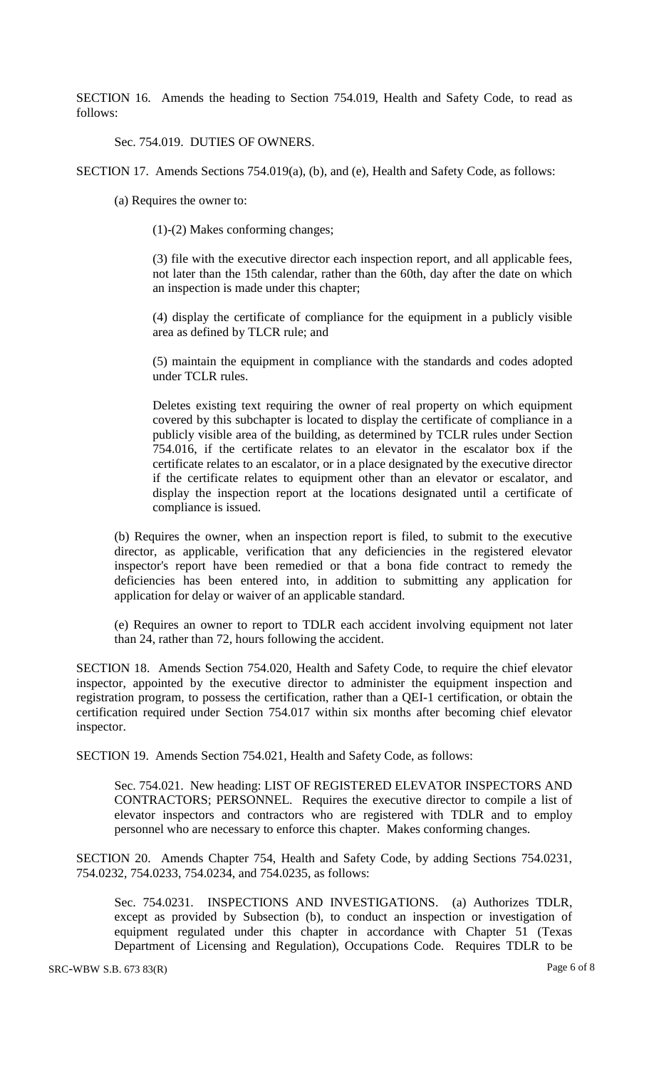SECTION 16. Amends the heading to Section 754.019, Health and Safety Code, to read as follows:

Sec. 754.019. DUTIES OF OWNERS.

SECTION 17. Amends Sections 754.019(a), (b), and (e), Health and Safety Code, as follows:

(a) Requires the owner to:

(1)-(2) Makes conforming changes;

(3) file with the executive director each inspection report, and all applicable fees, not later than the 15th calendar, rather than the 60th, day after the date on which an inspection is made under this chapter;

(4) display the certificate of compliance for the equipment in a publicly visible area as defined by TLCR rule; and

(5) maintain the equipment in compliance with the standards and codes adopted under TCLR rules.

Deletes existing text requiring the owner of real property on which equipment covered by this subchapter is located to display the certificate of compliance in a publicly visible area of the building, as determined by TCLR rules under Section 754.016, if the certificate relates to an elevator in the escalator box if the certificate relates to an escalator, or in a place designated by the executive director if the certificate relates to equipment other than an elevator or escalator, and display the inspection report at the locations designated until a certificate of compliance is issued.

(b) Requires the owner, when an inspection report is filed, to submit to the executive director, as applicable, verification that any deficiencies in the registered elevator inspector's report have been remedied or that a bona fide contract to remedy the deficiencies has been entered into, in addition to submitting any application for application for delay or waiver of an applicable standard.

(e) Requires an owner to report to TDLR each accident involving equipment not later than 24, rather than 72, hours following the accident.

SECTION 18. Amends Section 754.020, Health and Safety Code, to require the chief elevator inspector, appointed by the executive director to administer the equipment inspection and registration program, to possess the certification, rather than a QEI-1 certification, or obtain the certification required under Section 754.017 within six months after becoming chief elevator inspector.

SECTION 19. Amends Section 754.021, Health and Safety Code, as follows:

Sec. 754.021. New heading: LIST OF REGISTERED ELEVATOR INSPECTORS AND CONTRACTORS; PERSONNEL. Requires the executive director to compile a list of elevator inspectors and contractors who are registered with TDLR and to employ personnel who are necessary to enforce this chapter. Makes conforming changes.

SECTION 20. Amends Chapter 754, Health and Safety Code, by adding Sections 754.0231, 754.0232, 754.0233, 754.0234, and 754.0235, as follows:

Sec. 754.0231. INSPECTIONS AND INVESTIGATIONS. (a) Authorizes TDLR, except as provided by Subsection (b), to conduct an inspection or investigation of equipment regulated under this chapter in accordance with Chapter 51 (Texas Department of Licensing and Regulation), Occupations Code. Requires TDLR to be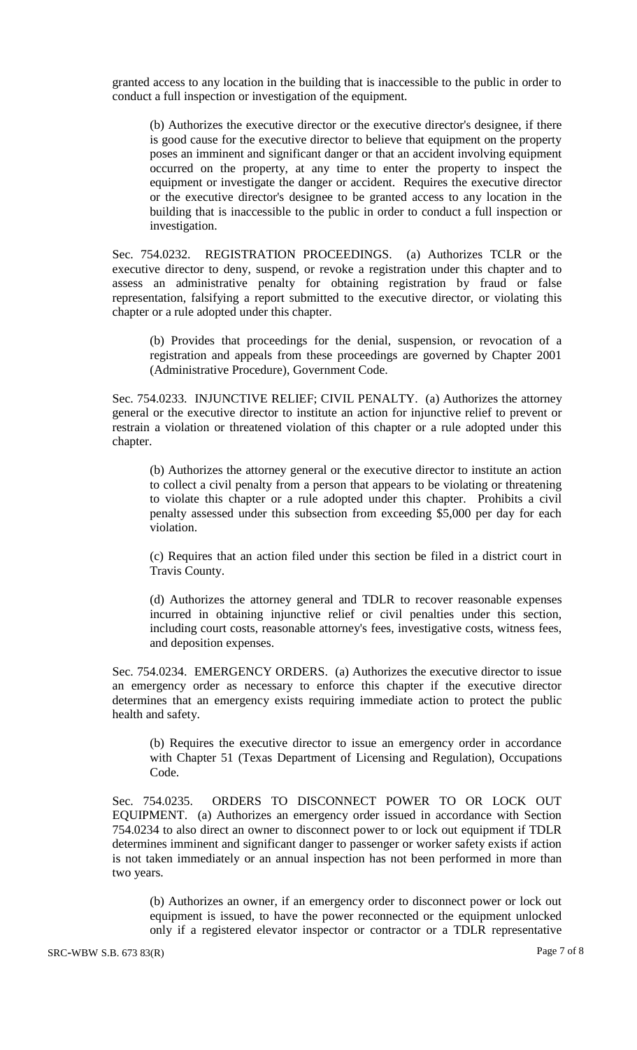granted access to any location in the building that is inaccessible to the public in order to conduct a full inspection or investigation of the equipment.

(b) Authorizes the executive director or the executive director's designee, if there is good cause for the executive director to believe that equipment on the property poses an imminent and significant danger or that an accident involving equipment occurred on the property, at any time to enter the property to inspect the equipment or investigate the danger or accident. Requires the executive director or the executive director's designee to be granted access to any location in the building that is inaccessible to the public in order to conduct a full inspection or investigation.

Sec. 754.0232. REGISTRATION PROCEEDINGS. (a) Authorizes TCLR or the executive director to deny, suspend, or revoke a registration under this chapter and to assess an administrative penalty for obtaining registration by fraud or false representation, falsifying a report submitted to the executive director, or violating this chapter or a rule adopted under this chapter.

(b) Provides that proceedings for the denial, suspension, or revocation of a registration and appeals from these proceedings are governed by Chapter 2001 (Administrative Procedure), Government Code.

Sec. 754.0233. INJUNCTIVE RELIEF; CIVIL PENALTY. (a) Authorizes the attorney general or the executive director to institute an action for injunctive relief to prevent or restrain a violation or threatened violation of this chapter or a rule adopted under this chapter.

(b) Authorizes the attorney general or the executive director to institute an action to collect a civil penalty from a person that appears to be violating or threatening to violate this chapter or a rule adopted under this chapter. Prohibits a civil penalty assessed under this subsection from exceeding $5,000 per day for each violation.

(c) Requires that an action filed under this section be filed in a district court in Travis County.

(d) Authorizes the attorney general and TDLR to recover reasonable expenses incurred in obtaining injunctive relief or civil penalties under this section, including court costs, reasonable attorney's fees, investigative costs, witness fees, and deposition expenses.

Sec. 754.0234. EMERGENCY ORDERS. (a) Authorizes the executive director to issue an emergency order as necessary to enforce this chapter if the executive director determines that an emergency exists requiring immediate action to protect the public health and safety.

(b) Requires the executive director to issue an emergency order in accordance with Chapter 51 (Texas Department of Licensing and Regulation), Occupations Code.

Sec. 754.0235. ORDERS TO DISCONNECT POWER TO OR LOCK OUT EQUIPMENT. (a) Authorizes an emergency order issued in accordance with Section 754.0234 to also direct an owner to disconnect power to or lock out equipment if TDLR determines imminent and significant danger to passenger or worker safety exists if action is not taken immediately or an annual inspection has not been performed in more than two years.

(b) Authorizes an owner, if an emergency order to disconnect power or lock out equipment is issued, to have the power reconnected or the equipment unlocked only if a registered elevator inspector or contractor or a TDLR representative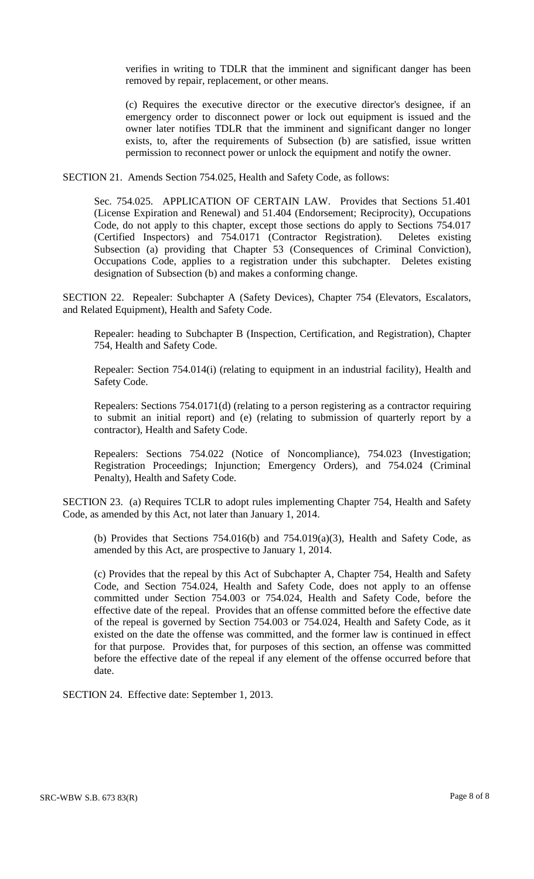verifies in writing to TDLR that the imminent and significant danger has been removed by repair, replacement, or other means.

(c) Requires the executive director or the executive director's designee, if an emergency order to disconnect power or lock out equipment is issued and the owner later notifies TDLR that the imminent and significant danger no longer exists, to, after the requirements of Subsection (b) are satisfied, issue written permission to reconnect power or unlock the equipment and notify the owner.

SECTION 21. Amends Section 754.025, Health and Safety Code, as follows:

Sec. 754.025. APPLICATION OF CERTAIN LAW. Provides that Sections 51.401 (License Expiration and Renewal) and 51.404 (Endorsement; Reciprocity), Occupations Code, do not apply to this chapter, except those sections do apply to Sections 754.017 (Certified Inspectors) and 754.0171 (Contractor Registration). Deletes existing Subsection (a) providing that Chapter 53 (Consequences of Criminal Conviction), Occupations Code, applies to a registration under this subchapter. Deletes existing designation of Subsection (b) and makes a conforming change.

SECTION 22. Repealer: Subchapter A (Safety Devices), Chapter 754 (Elevators, Escalators, and Related Equipment), Health and Safety Code.

Repealer: heading to Subchapter B (Inspection, Certification, and Registration), Chapter 754, Health and Safety Code.

Repealer: Section 754.014(i) (relating to equipment in an industrial facility), Health and Safety Code.

Repealers: Sections 754.0171(d) (relating to a person registering as a contractor requiring to submit an initial report) and (e) (relating to submission of quarterly report by a contractor), Health and Safety Code.

Repealers: Sections 754.022 (Notice of Noncompliance), 754.023 (Investigation; Registration Proceedings; Injunction; Emergency Orders), and 754.024 (Criminal Penalty), Health and Safety Code.

SECTION 23. (a) Requires TCLR to adopt rules implementing Chapter 754, Health and Safety Code, as amended by this Act, not later than January 1, 2014.

(b) Provides that Sections 754.016(b) and 754.019(a)(3), Health and Safety Code, as amended by this Act, are prospective to January 1, 2014.

(c) Provides that the repeal by this Act of Subchapter A, Chapter 754, Health and Safety Code, and Section 754.024, Health and Safety Code, does not apply to an offense committed under Section 754.003 or 754.024, Health and Safety Code, before the effective date of the repeal. Provides that an offense committed before the effective date of the repeal is governed by Section 754.003 or 754.024, Health and Safety Code, as it existed on the date the offense was committed, and the former law is continued in effect for that purpose. Provides that, for purposes of this section, an offense was committed before the effective date of the repeal if any element of the offense occurred before that date.

SECTION 24. Effective date: September 1, 2013.